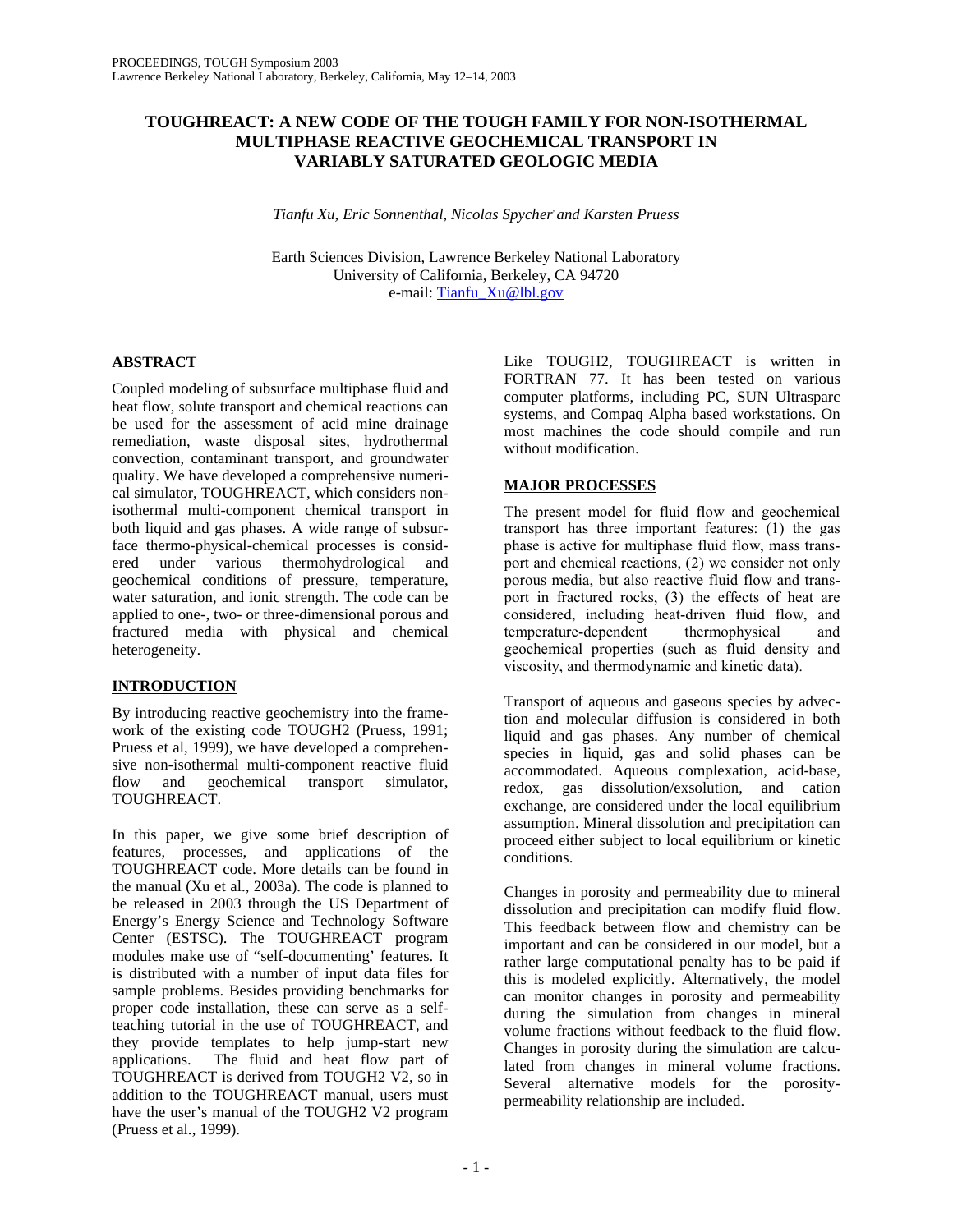# TOUGHREACT: A NEW CODE OF THE TOUGH FAMILY FOR NON-ISOTHERMAL MULTIPHASE REACTIVE GEOCHEMICAL TRANSPORT IN VARIABLY SATURATED GEOLOGIC MEDIA

*Tianfu Xu, Eric Sonnenthal, Nicolas Spycher and Karsten Pruess*

Earth Sciences Division, Lawrence Berkeley National Laboratory
University of California, Berkeley, CA 94720
e-mail: Tianfu_Xu@lbl.gov

## ABSTRACT

Coupled modeling of subsurface multiphase fluid and heat flow, solute transport and chemical reactions can be used for the assessment of acid mine drainage remediation, waste disposal sites, hydrothermal convection, contaminant transport, and groundwater quality. We have developed a comprehensive numerical simulator, TOUGHREACT, which considers non-isothermal multi-component chemical transport in both liquid and gas phases. A wide range of subsurface thermo-physical-chemical processes is considered under various thermohydrological and geochemical conditions of pressure, temperature, water saturation, and ionic strength. The code can be applied to one-, two- or three-dimensional porous and fractured media with physical and chemical heterogeneity.

## INTRODUCTION

By introducing reactive geochemistry into the framework of the existing code TOUGH2 (Pruess, 1991; Pruess et al, 1999), we have developed a comprehensive non-isothermal multi-component reactive fluid flow and geochemical transport simulator, TOUGHREACT.

In this paper, we give some brief description of features, processes, and applications of the TOUGHREACT code. More details can be found in the manual (Xu et al., 2003a). The code is planned to be released in 2003 through the US Department of Energy's Energy Science and Technology Software Center (ESTSC). The TOUGHREACT program modules make use of "self-documenting' features. It is distributed with a number of input data files for sample problems. Besides providing benchmarks for proper code installation, these can serve as a self-teaching tutorial in the use of TOUGHREACT, and they provide templates to help jump-start new applications. The fluid and heat flow part of TOUGHREACT is derived from TOUGH2 V2, so in addition to the TOUGHREACT manual, users must have the user's manual of the TOUGH2 V2 program (Pruess et al., 1999).

Like TOUGH2, TOUGHREACT is written in FORTRAN 77. It has been tested on various computer platforms, including PC, SUN Ultrasparc systems, and Compaq Alpha based workstations. On most machines the code should compile and run without modification.

## MAJOR PROCESSES

The present model for fluid flow and geochemical transport has three important features: (1) the gas phase is active for multiphase fluid flow, mass transport and chemical reactions, (2) we consider not only porous media, but also reactive fluid flow and transport in fractured rocks, (3) the effects of heat are considered, including heat-driven fluid flow, and temperature-dependent thermophysical and geochemical properties (such as fluid density and viscosity, and thermodynamic and kinetic data).

Transport of aqueous and gaseous species by advection and molecular diffusion is considered in both liquid and gas phases. Any number of chemical species in liquid, gas and solid phases can be accommodated. Aqueous complexation, acid-base, redox, gas dissolution/exsolution, and cation exchange, are considered under the local equilibrium assumption. Mineral dissolution and precipitation can proceed either subject to local equilibrium or kinetic conditions.

Changes in porosity and permeability due to mineral dissolution and precipitation can modify fluid flow. This feedback between flow and chemistry can be important and can be considered in our model, but a rather large computational penalty has to be paid if this is modeled explicitly. Alternatively, the model can monitor changes in porosity and permeability during the simulation from changes in mineral volume fractions without feedback to the fluid flow. Changes in porosity during the simulation are calculated from changes in mineral volume fractions. Several alternative models for the porosity-permeability relationship are included.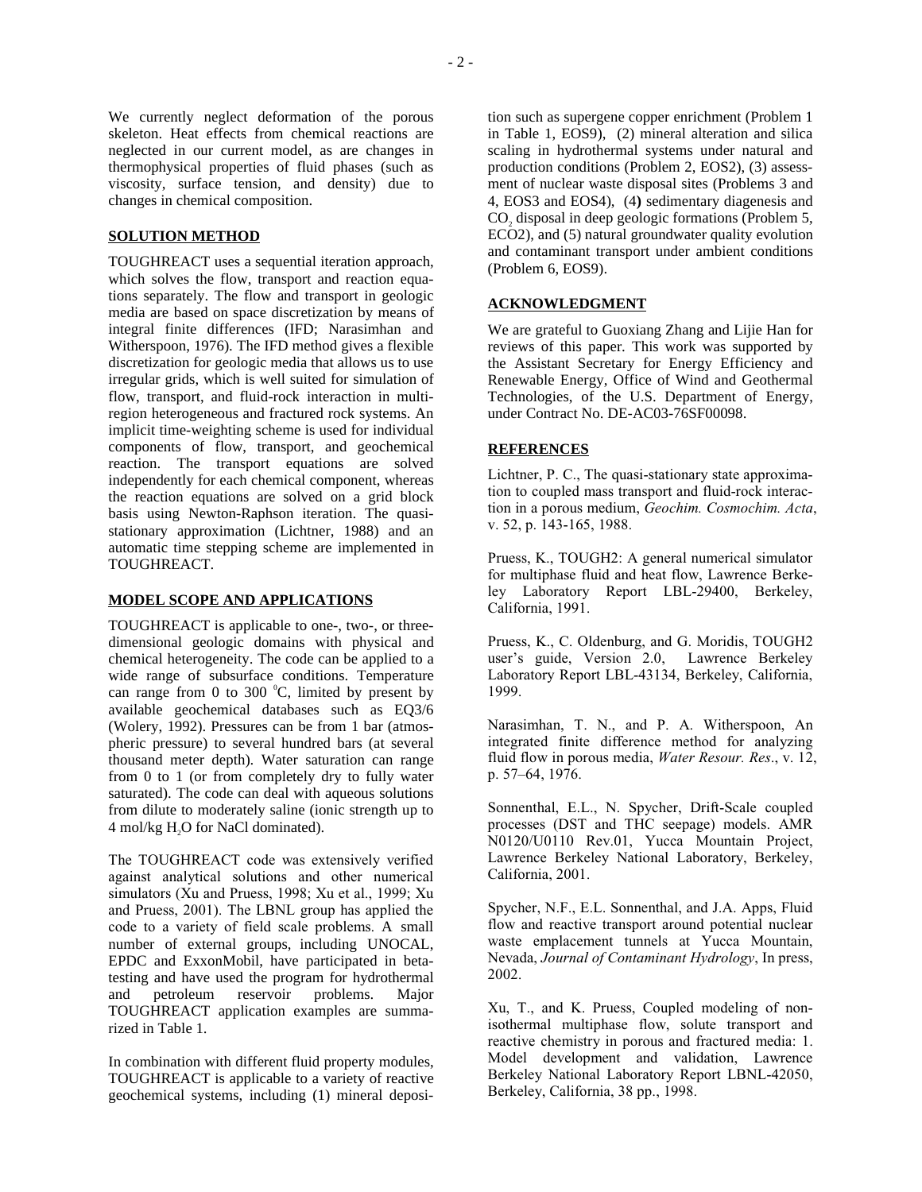We currently neglect deformation of the porous skeleton. Heat effects from chemical reactions are neglected in our current model, as are changes in thermophysical properties of fluid phases (such as viscosity, surface tension, and density) due to changes in chemical composition.

## SOLUTION METHOD

TOUGHREACT uses a sequential iteration approach, which solves the flow, transport and reaction equations separately. The flow and transport in geologic media are based on space discretization by means of integral finite differences (IFD; Narasimhan and Witherspoon, 1976). The IFD method gives a flexible discretization for geologic media that allows us to use irregular grids, which is well suited for simulation of flow, transport, and fluid-rock interaction in multi-region heterogeneous and fractured rock systems. An implicit time-weighting scheme is used for individual components of flow, transport, and geochemical reaction. The transport equations are solved independently for each chemical component, whereas the reaction equations are solved on a grid block basis using Newton-Raphson iteration. The quasi-stationary approximation (Lichtner, 1988) and an automatic time stepping scheme are implemented in TOUGHREACT.

## MODEL SCOPE AND APPLICATIONS

TOUGHREACT is applicable to one-, two-, or three-dimensional geologic domains with physical and chemical heterogeneity. The code can be applied to a wide range of subsurface conditions. Temperature can range from 0 to 300 $^{0}$C, limited by present by available geochemical databases such as EQ3/6 (Wolery, 1992). Pressures can be from 1 bar (atmospheric pressure) to several hundred bars (at several thousand meter depth). Water saturation can range from 0 to 1 (or from completely dry to fully water saturated). The code can deal with aqueous solutions from dilute to moderately saline (ionic strength up to 4 mol/kg $H_2O$ for NaCl dominated).

The TOUGHREACT code was extensively verified against analytical solutions and other numerical simulators (Xu and Pruess, 1998; Xu et al., 1999; Xu and Pruess, 2001). The LBNL group has applied the code to a variety of field scale problems. A small number of external groups, including UNOCAL, EPDC and ExxonMobil, have participated in beta-testing and have used the program for hydrothermal and petroleum reservoir problems. Major TOUGHREACT application examples are summarized in Table 1.

In combination with different fluid property modules, TOUGHREACT is applicable to a variety of reactive geochemical systems, including (1) mineral deposition such as supergene copper enrichment (Problem 1 in Table 1, EOS9), (2) mineral alteration and silica scaling in hydrothermal systems under natural and production conditions (Problem 2, EOS2), (3) assessment of nuclear waste disposal sites (Problems 3 and 4, EOS3 and EOS4), (4**)** sedimentary diagenesis and $CO_2$ disposal in deep geologic formations (Problem 5, ECO2), and (5) natural groundwater quality evolution and contaminant transport under ambient conditions (Problem 6, EOS9).

## ACKNOWLEDGMENT

We are grateful to Guoxiang Zhang and Lijie Han for reviews of this paper. This work was supported by the Assistant Secretary for Energy Efficiency and Renewable Energy, Office of Wind and Geothermal Technologies, of the U.S. Department of Energy, under Contract No. DE-AC03-76SF00098.

## REFERENCES

Lichtner, P. C., The quasi-stationary state approximation to coupled mass transport and fluid-rock interaction in a porous medium, *Geochim. Cosmochim. Acta*, v. 52, p. 143-165, 1988.

Pruess, K., TOUGH2: A general numerical simulator for multiphase fluid and heat flow, Lawrence Berkeley Laboratory Report LBL-29400, Berkeley, California, 1991.

Pruess, K., C. Oldenburg, and G. Moridis, TOUGH2 user's guide, Version 2.0, Lawrence Berkeley Laboratory Report LBL-43134, Berkeley, California, 1999.

Narasimhan, T. N., and P. A. Witherspoon, An integrated finite difference method for analyzing fluid flow in porous media, *Water Resour. Res*., v. 12, p. 57–64, 1976.

Sonnenthal, E.L., N. Spycher, Drift-Scale coupled processes (DST and THC seepage) models. AMR N0120/U0110 Rev.01, Yucca Mountain Project, Lawrence Berkeley National Laboratory, Berkeley, California, 2001.

Spycher, N.F., E.L. Sonnenthal, and J.A. Apps, Fluid flow and reactive transport around potential nuclear waste emplacement tunnels at Yucca Mountain, Nevada, *Journal of Contaminant Hydrology*, In press, 2002.

Xu, T., and K. Pruess, Coupled modeling of non-isothermal multiphase flow, solute transport and reactive chemistry in porous and fractured media: 1. Model development and validation, Lawrence Berkeley National Laboratory Report LBNL-42050, Berkeley, California, 38 pp., 1998.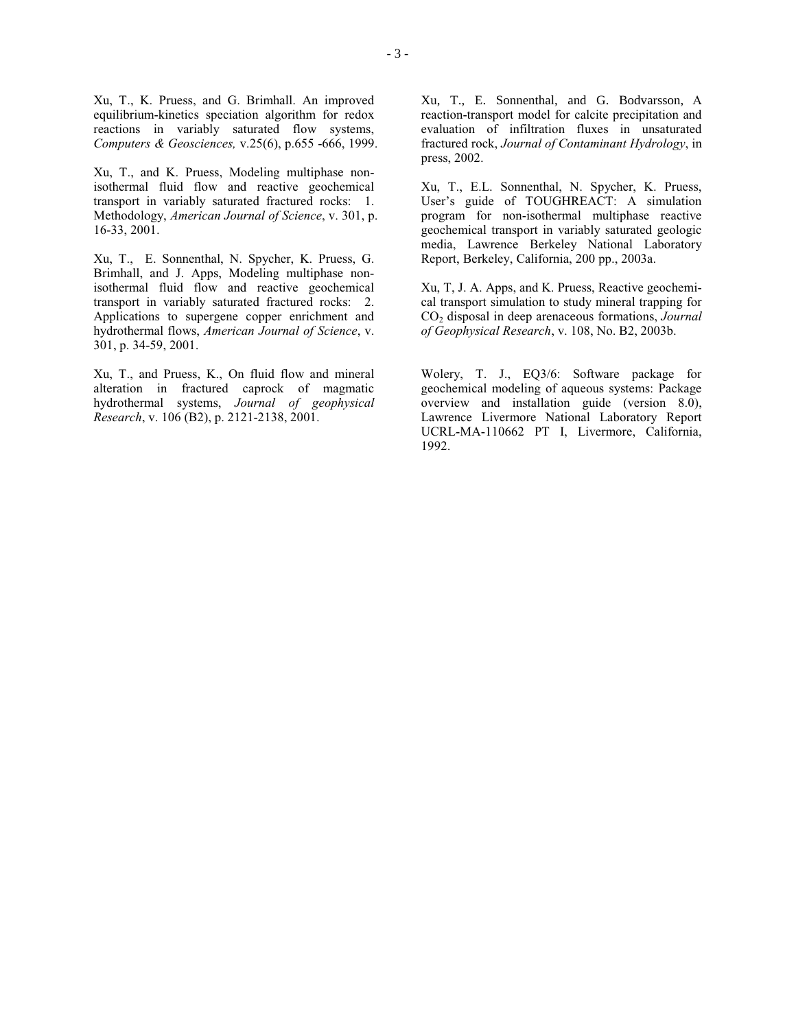Xu, T., K. Pruess, and G. Brimhall. An improved equilibrium-kinetics speciation algorithm for redox reactions in variably saturated flow systems, *Computers & Geosciences,* v.25(6), p.655 -666, 1999.

Xu, T., and K. Pruess, Modeling multiphase non-isothermal fluid flow and reactive geochemical transport in variably saturated fractured rocks: 1. Methodology, *American Journal of Science*, v. 301, p. 16-33, 2001.

Xu, T., E. Sonnenthal, N. Spycher, K. Pruess, G. Brimhall, and J. Apps, Modeling multiphase non-isothermal fluid flow and reactive geochemical transport in variably saturated fractured rocks: 2. Applications to supergene copper enrichment and hydrothermal flows, *American Journal of Science*, v. 301, p. 34-59, 2001.

Xu, T., and Pruess, K., On fluid flow and mineral alteration in fractured caprock of magmatic hydrothermal systems, *Journal of geophysical Research*, v. 106 (B2), p. 2121-2138, 2001.

Xu, T., E. Sonnenthal, and G. Bodvarsson, A reaction-transport model for calcite precipitation and evaluation of infiltration fluxes in unsaturated fractured rock, *Journal of Contaminant Hydrology*, in press, 2002.

Xu, T., E.L. Sonnenthal, N. Spycher, K. Pruess, User's guide of TOUGHREACT: A simulation program for non-isothermal multiphase reactive geochemical transport in variably saturated geologic media, Lawrence Berkeley National Laboratory Report, Berkeley, California, 200 pp., 2003a.

Xu, T, J. A. Apps, and K. Pruess, Reactive geochemical transport simulation to study mineral trapping for $CO_2$ disposal in deep arenaceous formations, *Journal of Geophysical Research*, v. 108, No. B2, 2003b.

Wolery, T. J., EQ3/6: Software package for geochemical modeling of aqueous systems: Package overview and installation guide (version 8.0), Lawrence Livermore National Laboratory Report UCRL-MA-110662 PT I, Livermore, California, 1992.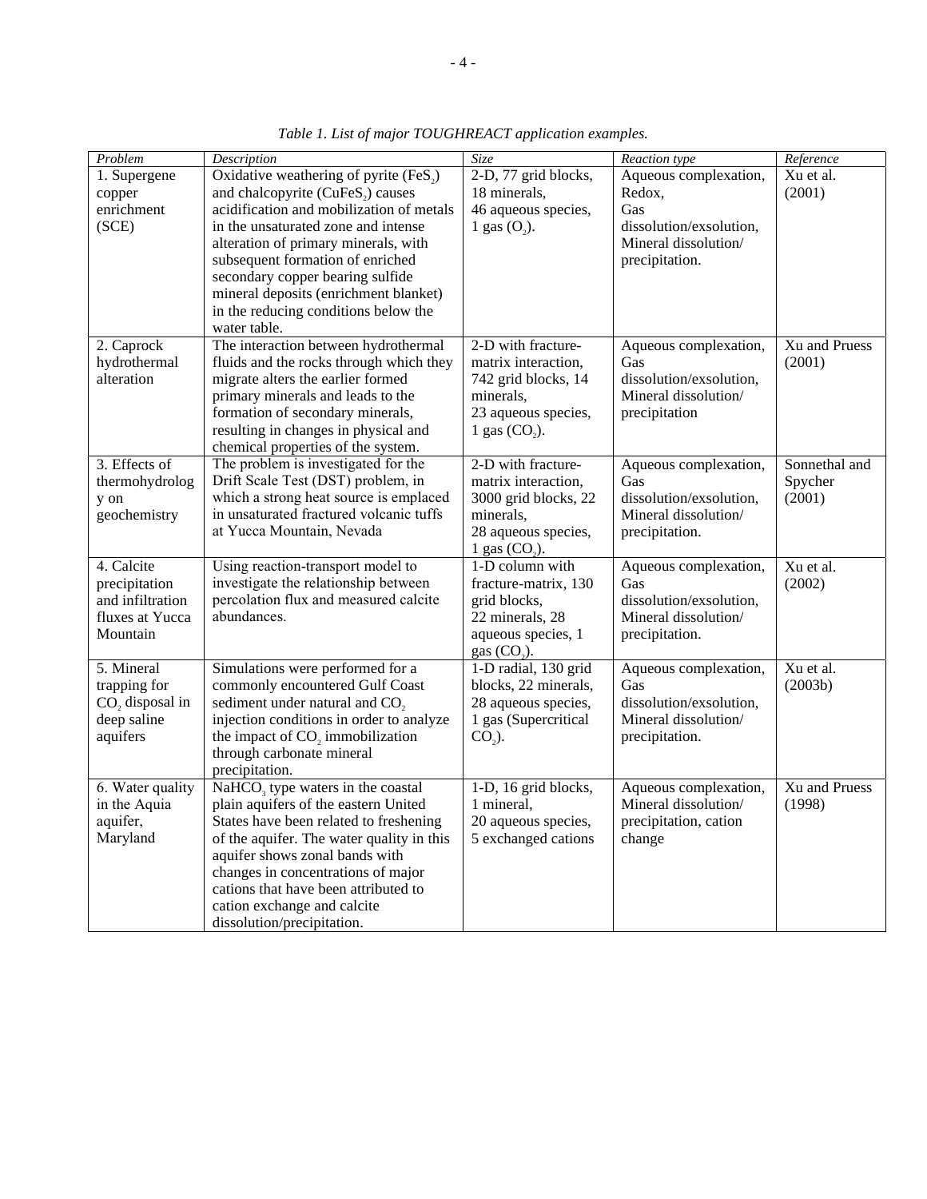*Table 1. List of major TOUGHREACT application examples.*

| *Problem* | *Description* | *Size* | *Reaction type* | *Reference* |
|---|---|---|---|---|
| 1. Supergene copper enrichment (SCE) | Oxidative weathering of pyrite ($FeS_2$) and chalcopyrite ($CuFeS_2$) causes acidification and mobilization of metals in the unsaturated zone and intense alteration of primary minerals, with subsequent formation of enriched secondary copper bearing sulfide mineral deposits (enrichment blanket) in the reducing conditions below the water table. | 2-D, 77 grid blocks, 18 minerals, 46 aqueous species, 1 gas ($O_2$). | Aqueous complexation, Redox, Gas dissolution/exsolution, Mineral dissolution/ precipitation. | Xu et al. (2001) |
| 2. Caprock hydrothermal alteration | The interaction between hydrothermal fluids and the rocks through which they migrate alters the earlier formed primary minerals and leads to the formation of secondary minerals, resulting in changes in physical and chemical properties of the system. | 2-D with fracture-matrix interaction, 742 grid blocks, 14 minerals, 23 aqueous species, 1 gas ($CO_2$). | Aqueous complexation, Gas dissolution/exsolution, Mineral dissolution/ precipitation | Xu and Pruess (2001) |
| 3. Effects of thermohydrology on geochemistry | The problem is investigated for the Drift Scale Test (DST) problem, in which a strong heat source is emplaced in unsaturated fractured volcanic tuffs at Yucca Mountain, Nevada | 2-D with fracture-matrix interaction, 3000 grid blocks, 22 minerals, 28 aqueous species, 1 gas ($CO_2$). | Aqueous complexation, Gas dissolution/exsolution, Mineral dissolution/ precipitation. | Sonnethal and Spycher (2001) |
| 4. Calcite precipitation and infiltration fluxes at Yucca Mountain | Using reaction-transport model to investigate the relationship between percolation flux and measured calcite abundances. | 1-D column with fracture-matrix, 130 grid blocks, 22 minerals, 28 aqueous species, 1 gas ($CO_2$). | Aqueous complexation, Gas dissolution/exsolution, Mineral dissolution/ precipitation. | Xu et al. (2002) |
| 5. Mineral trapping for $CO_2$ disposal in deep saline aquifers | Simulations were performed for a commonly encountered Gulf Coast sediment under natural and $CO_2$ injection conditions in order to analyze the impact of $CO_2$ immobilization through carbonate mineral precipitation. | 1-D radial, 130 grid blocks, 22 minerals, 28 aqueous species, 1 gas (Supercritical $CO_2$). | Aqueous complexation, Gas dissolution/exsolution, Mineral dissolution/ precipitation. | Xu et al. (2003b) |
| 6. Water quality in the Aquia aquifer, Maryland | $NaHCO_3$ type waters in the coastal plain aquifers of the eastern United States have been related to freshening of the aquifer. The water quality in this aquifer shows zonal bands with changes in concentrations of major cations that have been attributed to cation exchange and calcite dissolution/precipitation. | 1-D, 16 grid blocks, 1 mineral, 20 aqueous species, 5 exchanged cations | Aqueous complexation, Mineral dissolution/ precipitation, cation change | Xu and Pruess (1998) |